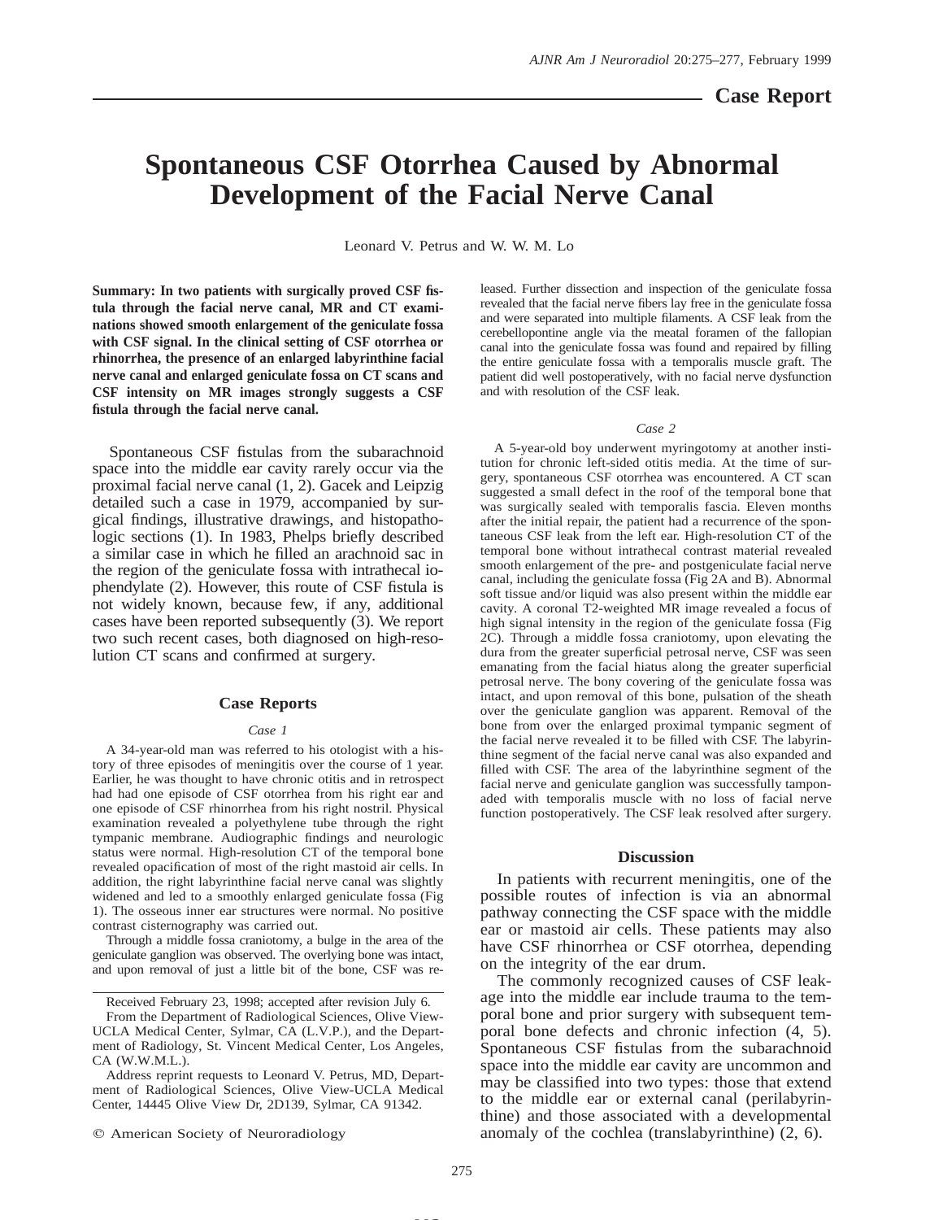## Case Report

# Spontaneous CSF Otorrhea Caused by Abnormal Development of the Facial Nerve Canal

Leonard V. Petrus and W. W. M. Lo

**Summary: In two patients with surgically proved CSF fistula through the facial nerve canal, MR and CT examinations showed smooth enlargement of the geniculate fossa with CSF signal. In the clinical setting of CSF otorrhea or rhinorrhea, the presence of an enlarged labyrinthine facial nerve canal and enlarged geniculate fossa on CT scans and CSF intensity on MR images strongly suggests a CSF fistula through the facial nerve canal.**

Spontaneous CSF fistulas from the subarachnoid space into the middle ear cavity rarely occur via the proximal facial nerve canal (1, 2). Gacek and Leipzig detailed such a case in 1979, accompanied by surgical findings, illustrative drawings, and histopathologic sections (1). In 1983, Phelps briefly described a similar case in which he filled an arachnoid sac in the region of the geniculate fossa with intrathecal iophendylate (2). However, this route of CSF fistula is not widely known, because few, if any, additional cases have been reported subsequently (3). We report two such recent cases, both diagnosed on high-resolution CT scans and confirmed at surgery.

### Case Reports

*Case 1*

A 34-year-old man was referred to his otologist with a history of three episodes of meningitis over the course of 1 year. Earlier, he was thought to have chronic otitis and in retrospect had had one episode of CSF otorrhea from his right ear and one episode of CSF rhinorrhea from his right nostril. Physical examination revealed a polyethylene tube through the right tympanic membrane. Audiographic findings and neurologic status were normal. High-resolution CT of the temporal bone revealed opacification of most of the right mastoid air cells. In addition, the right labyrinthine facial nerve canal was slightly widened and led to a smoothly enlarged geniculate fossa (Fig 1). The osseous inner ear structures were normal. No positive contrast cisternography was carried out.

Through a middle fossa craniotomy, a bulge in the area of the geniculate ganglion was observed. The overlying bone was intact, and upon removal of just a little bit of the bone, CSF was released. Further dissection and inspection of the geniculate fossa revealed that the facial nerve fibers lay free in the geniculate fossa and were separated into multiple filaments. A CSF leak from the cerebellopontine angle via the meatal foramen of the fallopian canal into the geniculate fossa was found and repaired by filling the entire geniculate fossa with a temporalis muscle graft. The patient did well postoperatively, with no facial nerve dysfunction and with resolution of the CSF leak.

*Case 2*

A 5-year-old boy underwent myringotomy at another institution for chronic left-sided otitis media. At the time of surgery, spontaneous CSF otorrhea was encountered. A CT scan suggested a small defect in the roof of the temporal bone that was surgically sealed with temporalis fascia. Eleven months after the initial repair, the patient had a recurrence of the spontaneous CSF leak from the left ear. High-resolution CT of the temporal bone without intrathecal contrast material revealed smooth enlargement of the pre- and postgeniculate facial nerve canal, including the geniculate fossa (Fig 2A and B). Abnormal soft tissue and/or liquid was also present within the middle ear cavity. A coronal T2-weighted MR image revealed a focus of high signal intensity in the region of the geniculate fossa (Fig 2C). Through a middle fossa craniotomy, upon elevating the dura from the greater superficial petrosal nerve, CSF was seen emanating from the facial hiatus along the greater superficial petrosal nerve. The bony covering of the geniculate fossa was intact, and upon removal of this bone, pulsation of the sheath over the geniculate ganglion was apparent. Removal of the bone from over the enlarged proximal tympanic segment of the facial nerve revealed it to be filled with CSF. The labyrinthine segment of the facial nerve canal was also expanded and filled with CSF. The area of the labyrinthine segment of the facial nerve and geniculate ganglion was successfully tamponaded with temporalis muscle with no loss of facial nerve function postoperatively. The CSF leak resolved after surgery.

### Discussion

In patients with recurrent meningitis, one of the possible routes of infection is via an abnormal pathway connecting the CSF space with the middle ear or mastoid air cells. These patients may also have CSF rhinorrhea or CSF otorrhea, depending on the integrity of the ear drum.

The commonly recognized causes of CSF leakage into the middle ear include trauma to the temporal bone and prior surgery with subsequent temporal bone defects and chronic infection (4, 5). Spontaneous CSF fistulas from the subarachnoid space into the middle ear cavity are uncommon and may be classified into two types: those that extend to the middle ear or external canal (perilabyrinthine) and those associated with a developmental anomaly of the cochlea (translabyrinthine) (2, 6).

Received February 23, 1998; accepted after revision July 6.

From the Department of Radiological Sciences, Olive View-UCLA Medical Center, Sylmar, CA (L.V.P.), and the Department of Radiology, St. Vincent Medical Center, Los Angeles, CA (W.W.M.L.).

Address reprint requests to Leonard V. Petrus, MD, Department of Radiological Sciences, Olive View-UCLA Medical Center, 14445 Olive View Dr, 2D139, Sylmar, CA 91342.

© American Society of Neuroradiology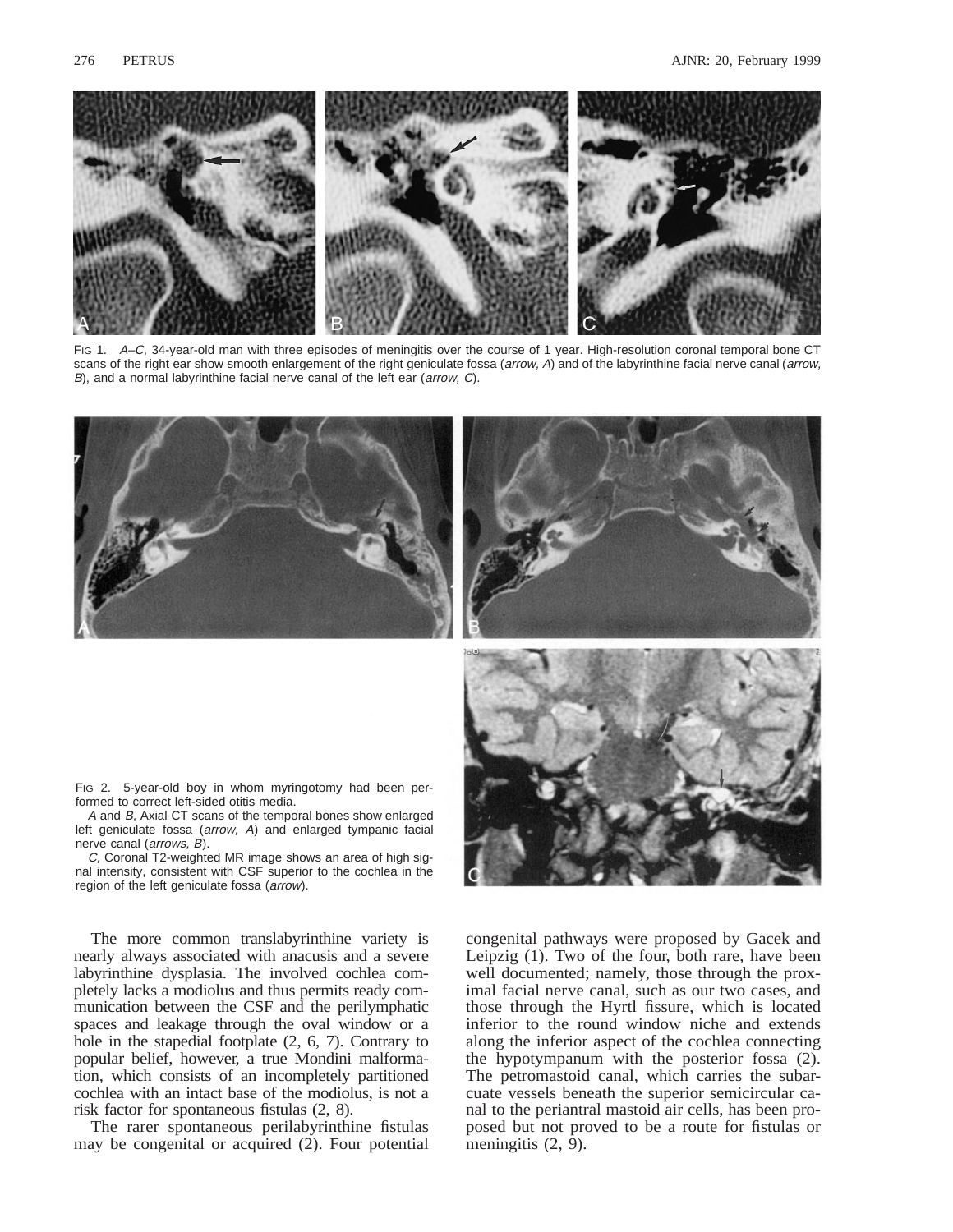Fig 1. *A–C,* 34-year-old man with three episodes of meningitis over the course of 1 year. High-resolution coronal temporal bone CT scans of the right ear show smooth enlargement of the right geniculate fossa (*arrow, A*) and of the labyrinthine facial nerve canal (*arrow, B*), and a normal labyrinthine facial nerve canal of the left ear (*arrow, C*).

Fig 2. 5-year-old boy in whom myringotomy had been performed to correct left-sided otitis media.

*A* and *B,* Axial CT scans of the temporal bones show enlarged left geniculate fossa (*arrow, A*) and enlarged tympanic facial nerve canal (*arrows, B*).

*C,* Coronal T2-weighted MR image shows an area of high signal intensity, consistent with CSF superior to the cochlea in the region of the left geniculate fossa (*arrow*).

The more common translabyrinthine variety is nearly always associated with anacusis and a severe labyrinthine dysplasia. The involved cochlea completely lacks a modiolus and thus permits ready communication between the CSF and the perilymphatic spaces and leakage through the oval window or a hole in the stapedial footplate (2, 6, 7). Contrary to popular belief, however, a true Mondini malformation, which consists of an incompletely partitioned cochlea with an intact base of the modiolus, is not a risk factor for spontaneous fistulas (2, 8).

The rarer spontaneous perilabyrinthine fistulas may be congenital or acquired (2). Four potential congenital pathways were proposed by Gacek and Leipzig (1). Two of the four, both rare, have been well documented; namely, those through the proximal facial nerve canal, such as our two cases, and those through the Hyrtl fissure, which is located inferior to the round window niche and extends along the inferior aspect of the cochlea connecting the hypotympanum with the posterior fossa (2). The petromastoid canal, which carries the subarcuate vessels beneath the superior semicircular canal to the periantral mastoid air cells, has been proposed but not proved to be a route for fistulas or meningitis (2, 9).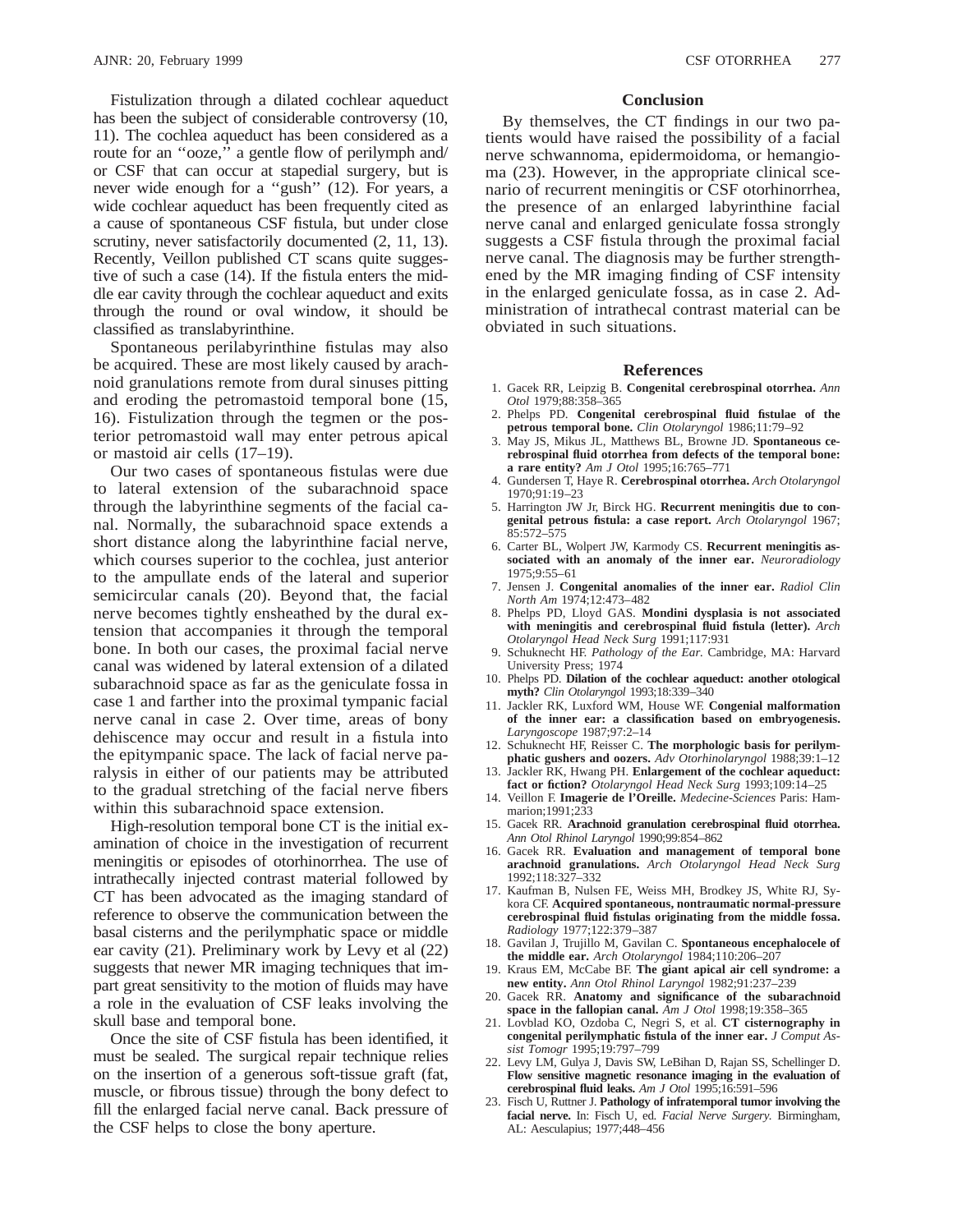Fistulization through a dilated cochlear aqueduct has been the subject of considerable controversy (10, 11). The cochlea aqueduct has been considered as a route for an ''ooze,'' a gentle flow of perilymph and/ or CSF that can occur at stapedial surgery, but is never wide enough for a ''gush'' (12). For years, a wide cochlear aqueduct has been frequently cited as a cause of spontaneous CSF fistula, but under close scrutiny, never satisfactorily documented (2, 11, 13). Recently, Veillon published CT scans quite suggestive of such a case (14). If the fistula enters the middle ear cavity through the cochlear aqueduct and exits through the round or oval window, it should be classified as translabyrinthine.

Spontaneous perilabyrinthine fistulas may also be acquired. These are most likely caused by arachnoid granulations remote from dural sinuses pitting and eroding the petromastoid temporal bone (15, 16). Fistulization through the tegmen or the posterior petromastoid wall may enter petrous apical or mastoid air cells (17–19).

Our two cases of spontaneous fistulas were due to lateral extension of the subarachnoid space through the labyrinthine segments of the facial canal. Normally, the subarachnoid space extends a short distance along the labyrinthine facial nerve, which courses superior to the cochlea, just anterior to the ampullate ends of the lateral and superior semicircular canals (20). Beyond that, the facial nerve becomes tightly ensheathed by the dural extension that accompanies it through the temporal bone. In both our cases, the proximal facial nerve canal was widened by lateral extension of a dilated subarachnoid space as far as the geniculate fossa in case 1 and farther into the proximal tympanic facial nerve canal in case 2. Over time, areas of bony dehiscence may occur and result in a fistula into the epitympanic space. The lack of facial nerve paralysis in either of our patients may be attributed to the gradual stretching of the facial nerve fibers within this subarachnoid space extension.

High-resolution temporal bone CT is the initial examination of choice in the investigation of recurrent meningitis or episodes of otorhinorrhea. The use of intrathecally injected contrast material followed by CT has been advocated as the imaging standard of reference to observe the communication between the basal cisterns and the perilymphatic space or middle ear cavity (21). Preliminary work by Levy et al (22) suggests that newer MR imaging techniques that impart great sensitivity to the motion of fluids may have a role in the evaluation of CSF leaks involving the skull base and temporal bone.

Once the site of CSF fistula has been identified, it must be sealed. The surgical repair technique relies on the insertion of a generous soft-tissue graft (fat, muscle, or fibrous tissue) through the bony defect to fill the enlarged facial nerve canal. Back pressure of the CSF helps to close the bony aperture.

## Conclusion

By themselves, the CT findings in our two patients would have raised the possibility of a facial nerve schwannoma, epidermoidoma, or hemangioma (23). However, in the appropriate clinical scenario of recurrent meningitis or CSF otorhinorrhea, the presence of an enlarged labyrinthine facial nerve canal and enlarged geniculate fossa strongly suggests a CSF fistula through the proximal facial nerve canal. The diagnosis may be further strengthened by the MR imaging finding of CSF intensity in the enlarged geniculate fossa, as in case 2. Administration of intrathecal contrast material can be obviated in such situations.

## References

1. Gacek RR, Leipzig B. **Congenital cerebrospinal otorrhea.** *Ann Otol* 1979;88:358–365
2. Phelps PD. **Congenital cerebrospinal fluid fistulae of the petrous temporal bone.** *Clin Otolaryngol* 1986;11:79–92
3. May JS, Mikus JL, Matthews BL, Browne JD. **Spontaneous cerebrospinal fluid otorrhea from defects of the temporal bone: a rare entity?** *Am J Otol* 1995;16:765–771
4. Gundersen T, Haye R. **Cerebrospinal otorrhea.** *Arch Otolaryngol* 1970;91:19–23
5. Harrington JW Jr, Birck HG. **Recurrent meningitis due to congenital petrous fistula: a case report.** *Arch Otolaryngol* 1967; 85:572–575
6. Carter BL, Wolpert JW, Karmody CS. **Recurrent meningitis associated with an anomaly of the inner ear.** *Neuroradiology* 1975;9:55–61
7. Jensen J. **Congenital anomalies of the inner ear.** *Radiol Clin North Am* 1974;12:473–482
8. Phelps PD, Lloyd GAS. **Mondini dysplasia is not associated with meningitis and cerebrospinal fluid fistula (letter).** *Arch Otolaryngol Head Neck Surg* 1991;117:931
9. Schuknecht HF. *Pathology of the Ear.* Cambridge, MA: Harvard University Press; 1974
10. Phelps PD. **Dilation of the cochlear aqueduct: another otological myth?** *Clin Otolaryngol* 1993;18:339–340
11. Jackler RK, Luxford WM, House WF. **Congenial malformation of the inner ear: a classification based on embryogenesis.** *Laryngoscope* 1987;97:2–14
12. Schuknecht HF, Reisser C. **The morphologic basis for perilymphatic gushers and oozers.** *Adv Otorhinolaryngol* 1988;39:1–12
13. Jackler RK, Hwang PH. **Enlargement of the cochlear aqueduct: fact or fiction?** *Otolaryngol Head Neck Surg* 1993;109:14–25
14. Veillon F. **Imagerie de l'Oreille.** *Medecine-Sciences* Paris: Hammarion;1991;233
15. Gacek RR. **Arachnoid granulation cerebrospinal fluid otorrhea.** *Ann Otol Rhinol Laryngol* 1990;99:854–862
16. Gacek RR. **Evaluation and management of temporal bone arachnoid granulations.** *Arch Otolaryngol Head Neck Surg* 1992;118:327–332
17. Kaufman B, Nulsen FE, Weiss MH, Brodkey JS, White RJ, Sykora CF. **Acquired spontaneous, nontraumatic normal-pressure cerebrospinal fluid fistulas originating from the middle fossa.** *Radiology* 1977;122:379–387
18. Gavilan J, Trujillo M, Gavilan C. **Spontaneous encephalocele of the middle ear.** *Arch Otolaryngol* 1984;110:206–207
19. Kraus EM, McCabe BF. **The giant apical air cell syndrome: a new entity.** *Ann Otol Rhinol Laryngol* 1982;91:237–239
20. Gacek RR. **Anatomy and significance of the subarachnoid space in the fallopian canal.** *Am J Otol* 1998;19:358–365
21. Lovblad KO, Ozdoba C, Negri S, et al. **CT cisternography in congenital perilymphatic fistula of the inner ear.** *J Comput Assist Tomogr* 1995;19:797–799
22. Levy LM, Gulya J, Davis SW, LeBihan D, Rajan SS, Schellinger D. **Flow sensitive magnetic resonance imaging in the evaluation of cerebrospinal fluid leaks.** *Am J Otol* 1995;16:591–596
23. Fisch U, Ruttner J. **Pathology of infratemporal tumor involving the facial nerve.** In: Fisch U, ed. *Facial Nerve Surgery.* Birmingham, AL: Aesculapius; 1977;448–456